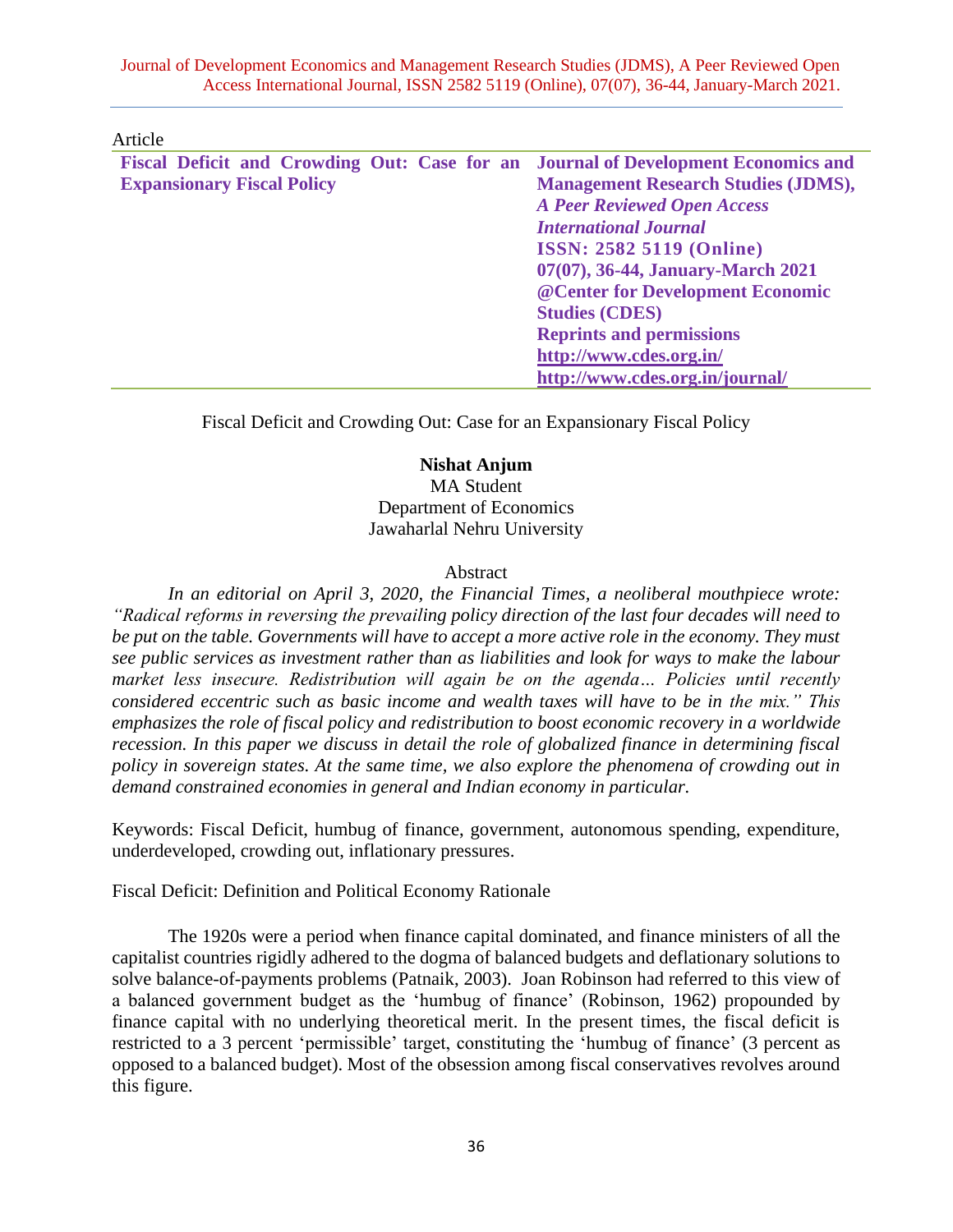Article

**Fiscal Deficit and Crowding Out: Case for an Expansionary Fiscal Policy**

**Journal of Development Economics and Management Research Studies (JDMS),**
***A Peer Reviewed Open Access International Journal***
**ISSN: 2582 5119 (Online)**
**07(07), 36-44, January-March 2021**
**@Center for Development Economic Studies (CDES)**
**Reprints and permissions**
**http://www.cdes.org.in/**
**http://www.cdes.org.in/journal/**

# Fiscal Deficit and Crowding Out: Case for an Expansionary Fiscal Policy

**Nishat Anjum**
MA Student
Department of Economics
Jawaharlal Nehru University

## Abstract

*In an editorial on April 3, 2020, the Financial Times, a neoliberal mouthpiece wrote: "Radical reforms in reversing the prevailing policy direction of the last four decades will need to be put on the table. Governments will have to accept a more active role in the economy. They must see public services as investment rather than as liabilities and look for ways to make the labour market less insecure. Redistribution will again be on the agenda… Policies until recently considered eccentric such as basic income and wealth taxes will have to be in the mix." This emphasizes the role of fiscal policy and redistribution to boost economic recovery in a worldwide recession. In this paper we discuss in detail the role of globalized finance in determining fiscal policy in sovereign states. At the same time, we also explore the phenomena of crowding out in demand constrained economies in general and Indian economy in particular.*

Keywords: Fiscal Deficit, humbug of finance, government, autonomous spending, expenditure, underdeveloped, crowding out, inflationary pressures.

## Fiscal Deficit: Definition and Political Economy Rationale

The 1920s were a period when finance capital dominated, and finance ministers of all the capitalist countries rigidly adhered to the dogma of balanced budgets and deflationary solutions to solve balance-of-payments problems (Patnaik, 2003). Joan Robinson had referred to this view of a balanced government budget as the 'humbug of finance' (Robinson, 1962) propounded by finance capital with no underlying theoretical merit. In the present times, the fiscal deficit is restricted to a 3 percent 'permissible' target, constituting the 'humbug of finance' (3 percent as opposed to a balanced budget). Most of the obsession among fiscal conservatives revolves around this figure.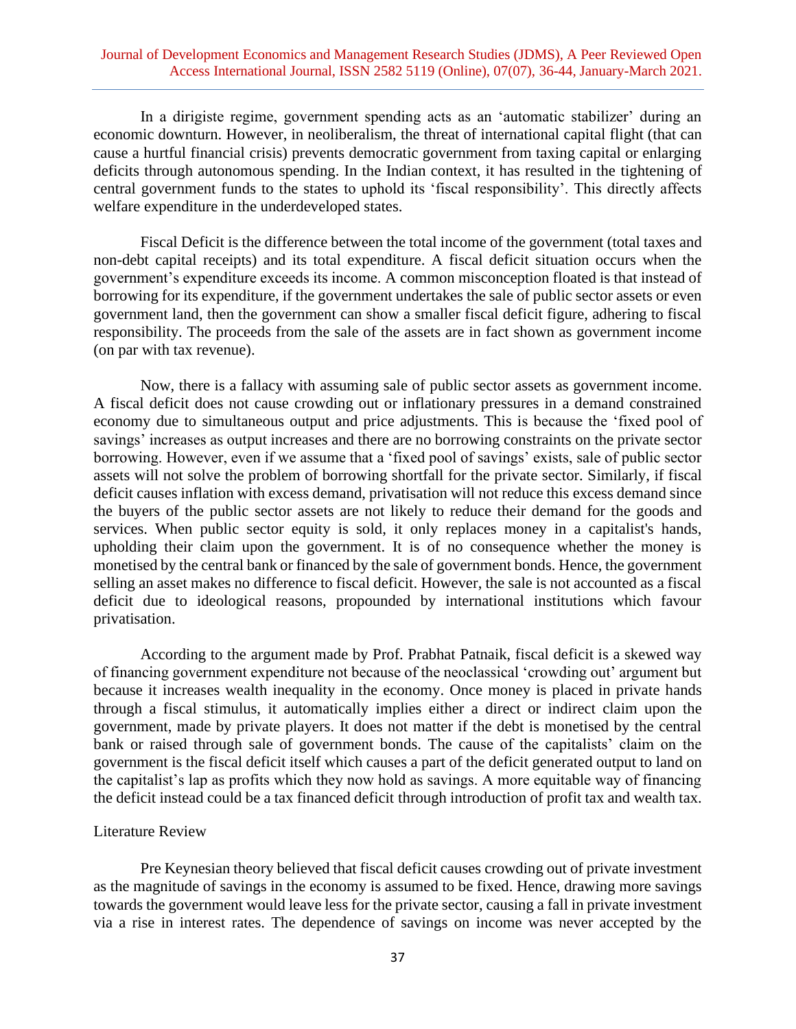In a dirigiste regime, government spending acts as an 'automatic stabilizer' during an economic downturn. However, in neoliberalism, the threat of international capital flight (that can cause a hurtful financial crisis) prevents democratic government from taxing capital or enlarging deficits through autonomous spending. In the Indian context, it has resulted in the tightening of central government funds to the states to uphold its 'fiscal responsibility'. This directly affects welfare expenditure in the underdeveloped states.

Fiscal Deficit is the difference between the total income of the government (total taxes and non-debt capital receipts) and its total expenditure. A fiscal deficit situation occurs when the government's expenditure exceeds its income. A common misconception floated is that instead of borrowing for its expenditure, if the government undertakes the sale of public sector assets or even government land, then the government can show a smaller fiscal deficit figure, adhering to fiscal responsibility. The proceeds from the sale of the assets are in fact shown as government income (on par with tax revenue).

Now, there is a fallacy with assuming sale of public sector assets as government income. A fiscal deficit does not cause crowding out or inflationary pressures in a demand constrained economy due to simultaneous output and price adjustments. This is because the 'fixed pool of savings' increases as output increases and there are no borrowing constraints on the private sector borrowing. However, even if we assume that a 'fixed pool of savings' exists, sale of public sector assets will not solve the problem of borrowing shortfall for the private sector. Similarly, if fiscal deficit causes inflation with excess demand, privatisation will not reduce this excess demand since the buyers of the public sector assets are not likely to reduce their demand for the goods and services. When public sector equity is sold, it only replaces money in a capitalist's hands, upholding their claim upon the government. It is of no consequence whether the money is monetised by the central bank or financed by the sale of government bonds. Hence, the government selling an asset makes no difference to fiscal deficit. However, the sale is not accounted as a fiscal deficit due to ideological reasons, propounded by international institutions which favour privatisation.

According to the argument made by Prof. Prabhat Patnaik, fiscal deficit is a skewed way of financing government expenditure not because of the neoclassical 'crowding out' argument but because it increases wealth inequality in the economy. Once money is placed in private hands through a fiscal stimulus, it automatically implies either a direct or indirect claim upon the government, made by private players. It does not matter if the debt is monetised by the central bank or raised through sale of government bonds. The cause of the capitalists' claim on the government is the fiscal deficit itself which causes a part of the deficit generated output to land on the capitalist's lap as profits which they now hold as savings. A more equitable way of financing the deficit instead could be a tax financed deficit through introduction of profit tax and wealth tax.

## Literature Review

Pre Keynesian theory believed that fiscal deficit causes crowding out of private investment as the magnitude of savings in the economy is assumed to be fixed. Hence, drawing more savings towards the government would leave less for the private sector, causing a fall in private investment via a rise in interest rates. The dependence of savings on income was never accepted by the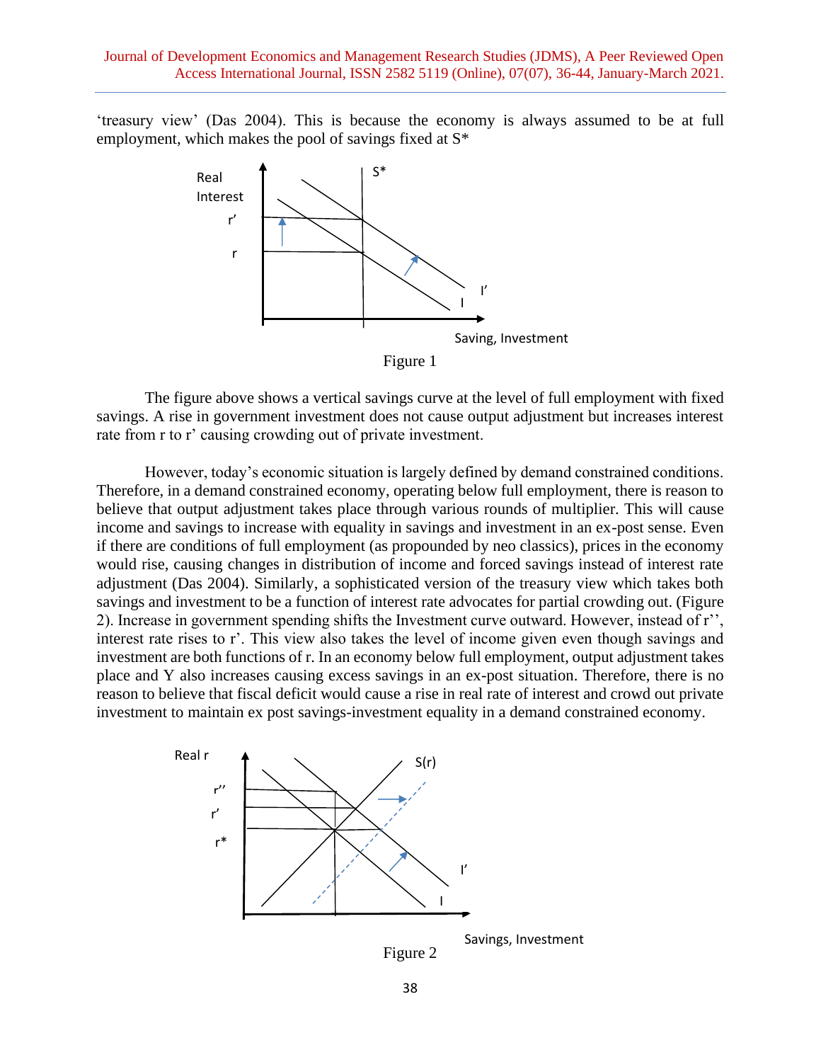'treasury view' (Das 2004). This is because the economy is always assumed to be at full employment, which makes the pool of savings fixed at S*

Figure 1

The figure above shows a vertical savings curve at the level of full employment with fixed savings. A rise in government investment does not cause output adjustment but increases interest rate from r to r' causing crowding out of private investment.

However, today's economic situation is largely defined by demand constrained conditions. Therefore, in a demand constrained economy, operating below full employment, there is reason to believe that output adjustment takes place through various rounds of multiplier. This will cause income and savings to increase with equality in savings and investment in an ex-post sense. Even if there are conditions of full employment (as propounded by neo classics), prices in the economy would rise, causing changes in distribution of income and forced savings instead of interest rate adjustment (Das 2004). Similarly, a sophisticated version of the treasury view which takes both savings and investment to be a function of interest rate advocates for partial crowding out. (Figure 2). Increase in government spending shifts the Investment curve outward. However, instead of r'', interest rate rises to r'. This view also takes the level of income given even though savings and investment are both functions of r. In an economy below full employment, output adjustment takes place and Y also increases causing excess savings in an ex-post situation. Therefore, there is no reason to believe that fiscal deficit would cause a rise in real rate of interest and crowd out private investment to maintain ex post savings-investment equality in a demand constrained economy.

Figure 2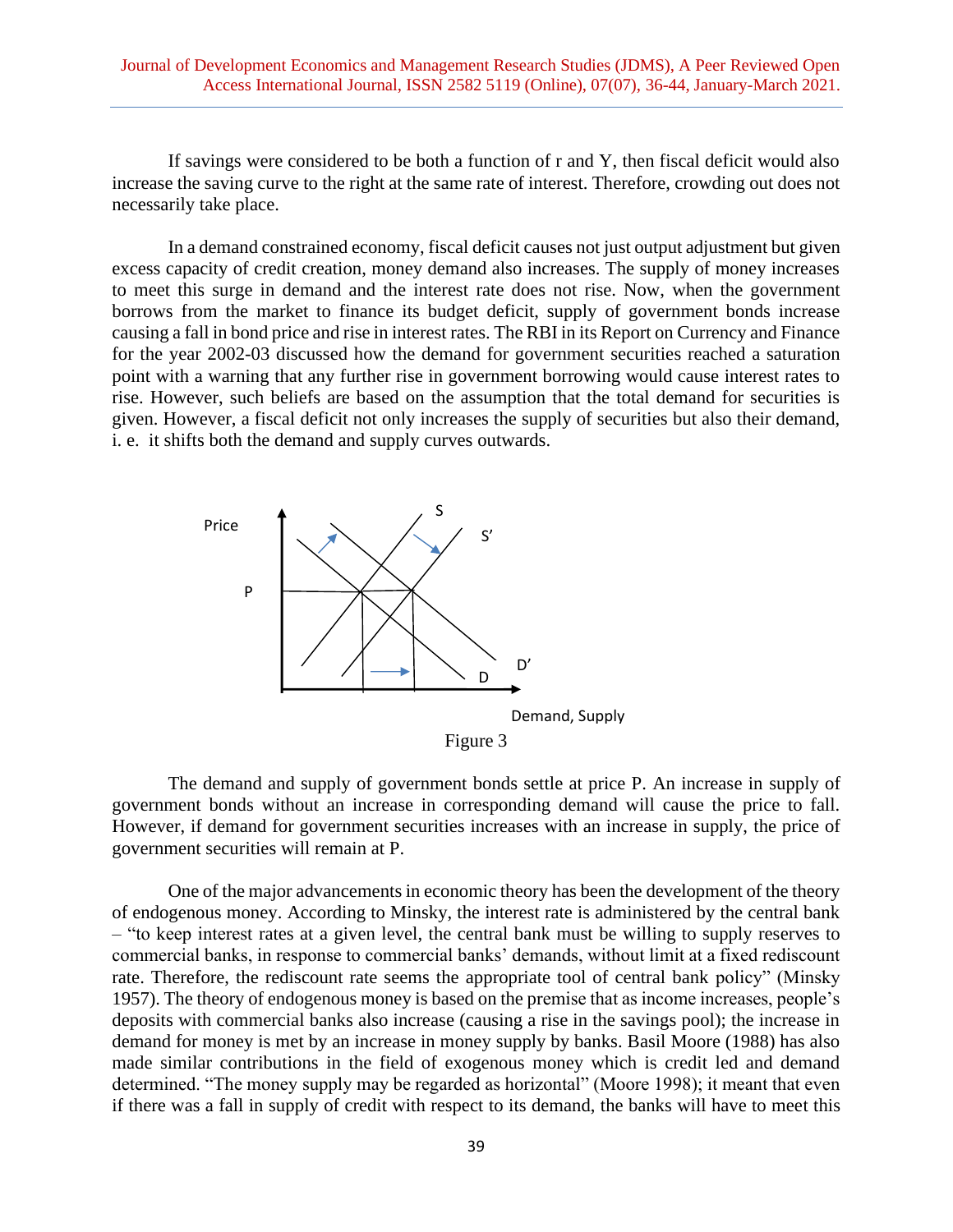If savings were considered to be both a function of r and Y, then fiscal deficit would also increase the saving curve to the right at the same rate of interest. Therefore, crowding out does not necessarily take place.

In a demand constrained economy, fiscal deficit causes not just output adjustment but given excess capacity of credit creation, money demand also increases. The supply of money increases to meet this surge in demand and the interest rate does not rise. Now, when the government borrows from the market to finance its budget deficit, supply of government bonds increase causing a fall in bond price and rise in interest rates. The RBI in its Report on Currency and Finance for the year 2002-03 discussed how the demand for government securities reached a saturation point with a warning that any further rise in government borrowing would cause interest rates to rise. However, such beliefs are based on the assumption that the total demand for securities is given. However, a fiscal deficit not only increases the supply of securities but also their demand, i. e. it shifts both the demand and supply curves outwards.

Figure 3

The demand and supply of government bonds settle at price P. An increase in supply of government bonds without an increase in corresponding demand will cause the price to fall. However, if demand for government securities increases with an increase in supply, the price of government securities will remain at P.

One of the major advancements in economic theory has been the development of the theory of endogenous money. According to Minsky, the interest rate is administered by the central bank – "to keep interest rates at a given level, the central bank must be willing to supply reserves to commercial banks, in response to commercial banks' demands, without limit at a fixed rediscount rate. Therefore, the rediscount rate seems the appropriate tool of central bank policy" (Minsky 1957). The theory of endogenous money is based on the premise that as income increases, people's deposits with commercial banks also increase (causing a rise in the savings pool); the increase in demand for money is met by an increase in money supply by banks. Basil Moore (1988) has also made similar contributions in the field of exogenous money which is credit led and demand determined. "The money supply may be regarded as horizontal" (Moore 1998); it meant that even if there was a fall in supply of credit with respect to its demand, the banks will have to meet this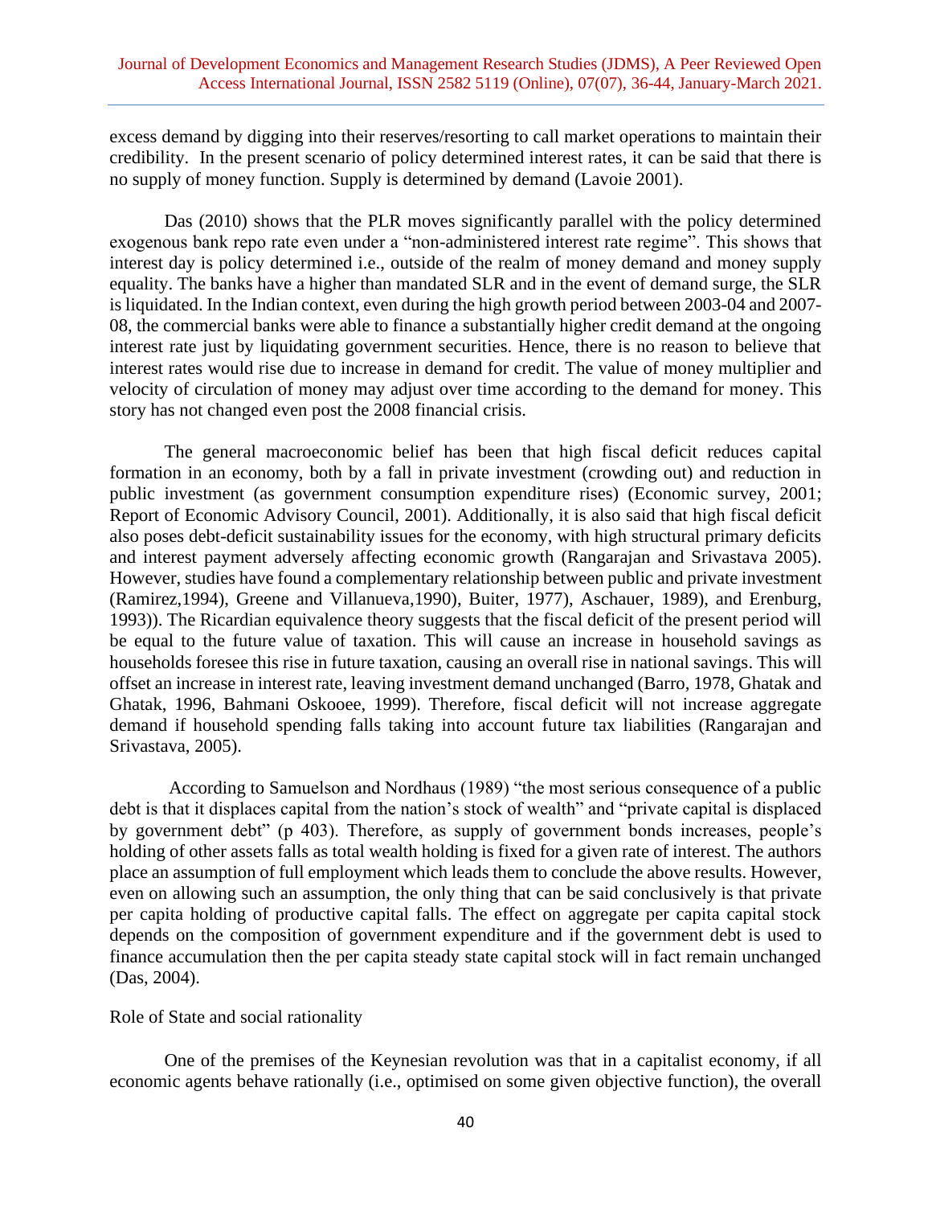excess demand by digging into their reserves/resorting to call market operations to maintain their credibility. In the present scenario of policy determined interest rates, it can be said that there is no supply of money function. Supply is determined by demand (Lavoie 2001).

Das (2010) shows that the PLR moves significantly parallel with the policy determined exogenous bank repo rate even under a "non-administered interest rate regime". This shows that interest day is policy determined i.e., outside of the realm of money demand and money supply equality. The banks have a higher than mandated SLR and in the event of demand surge, the SLR is liquidated. In the Indian context, even during the high growth period between 2003-04 and 2007-08, the commercial banks were able to finance a substantially higher credit demand at the ongoing interest rate just by liquidating government securities. Hence, there is no reason to believe that interest rates would rise due to increase in demand for credit. The value of money multiplier and velocity of circulation of money may adjust over time according to the demand for money. This story has not changed even post the 2008 financial crisis.

The general macroeconomic belief has been that high fiscal deficit reduces capital formation in an economy, both by a fall in private investment (crowding out) and reduction in public investment (as government consumption expenditure rises) (Economic survey, 2001; Report of Economic Advisory Council, 2001). Additionally, it is also said that high fiscal deficit also poses debt-deficit sustainability issues for the economy, with high structural primary deficits and interest payment adversely affecting economic growth (Rangarajan and Srivastava 2005). However, studies have found a complementary relationship between public and private investment (Ramirez,1994), Greene and Villanueva,1990), Buiter, 1977), Aschauer, 1989), and Erenburg, 1993)). The Ricardian equivalence theory suggests that the fiscal deficit of the present period will be equal to the future value of taxation. This will cause an increase in household savings as households foresee this rise in future taxation, causing an overall rise in national savings. This will offset an increase in interest rate, leaving investment demand unchanged (Barro, 1978, Ghatak and Ghatak, 1996, Bahmani Oskooee, 1999). Therefore, fiscal deficit will not increase aggregate demand if household spending falls taking into account future tax liabilities (Rangarajan and Srivastava, 2005).

According to Samuelson and Nordhaus (1989) "the most serious consequence of a public debt is that it displaces capital from the nation's stock of wealth" and "private capital is displaced by government debt" (p 403). Therefore, as supply of government bonds increases, people's holding of other assets falls as total wealth holding is fixed for a given rate of interest. The authors place an assumption of full employment which leads them to conclude the above results. However, even on allowing such an assumption, the only thing that can be said conclusively is that private per capita holding of productive capital falls. The effect on aggregate per capita capital stock depends on the composition of government expenditure and if the government debt is used to finance accumulation then the per capita steady state capital stock will in fact remain unchanged (Das, 2004).

Role of State and social rationality

One of the premises of the Keynesian revolution was that in a capitalist economy, if all economic agents behave rationally (i.e., optimised on some given objective function), the overall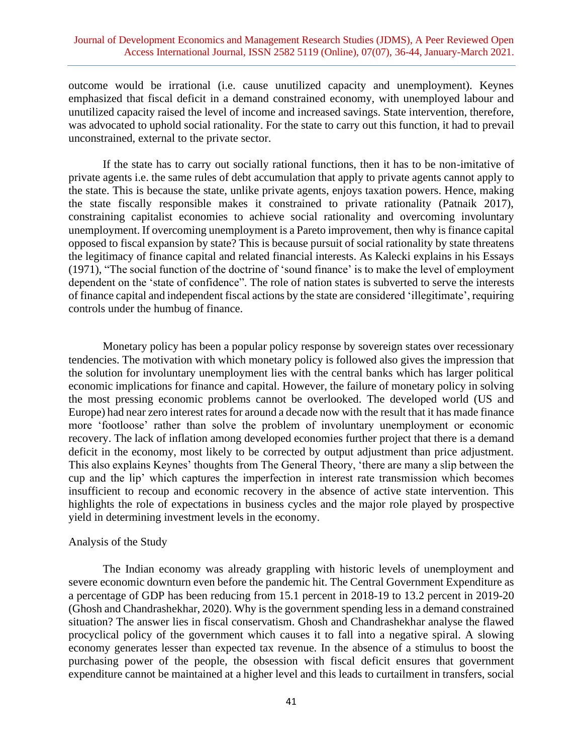outcome would be irrational (i.e. cause unutilized capacity and unemployment). Keynes emphasized that fiscal deficit in a demand constrained economy, with unemployed labour and unutilized capacity raised the level of income and increased savings. State intervention, therefore, was advocated to uphold social rationality. For the state to carry out this function, it had to prevail unconstrained, external to the private sector.

If the state has to carry out socially rational functions, then it has to be non-imitative of private agents i.e. the same rules of debt accumulation that apply to private agents cannot apply to the state. This is because the state, unlike private agents, enjoys taxation powers. Hence, making the state fiscally responsible makes it constrained to private rationality (Patnaik 2017), constraining capitalist economies to achieve social rationality and overcoming involuntary unemployment. If overcoming unemployment is a Pareto improvement, then why is finance capital opposed to fiscal expansion by state? This is because pursuit of social rationality by state threatens the legitimacy of finance capital and related financial interests. As Kalecki explains in his Essays (1971), "The social function of the doctrine of 'sound finance' is to make the level of employment dependent on the 'state of confidence". The role of nation states is subverted to serve the interests of finance capital and independent fiscal actions by the state are considered 'illegitimate', requiring controls under the humbug of finance.

Monetary policy has been a popular policy response by sovereign states over recessionary tendencies. The motivation with which monetary policy is followed also gives the impression that the solution for involuntary unemployment lies with the central banks which has larger political economic implications for finance and capital. However, the failure of monetary policy in solving the most pressing economic problems cannot be overlooked. The developed world (US and Europe) had near zero interest rates for around a decade now with the result that it has made finance more 'footloose' rather than solve the problem of involuntary unemployment or economic recovery. The lack of inflation among developed economies further project that there is a demand deficit in the economy, most likely to be corrected by output adjustment than price adjustment. This also explains Keynes' thoughts from The General Theory, 'there are many a slip between the cup and the lip' which captures the imperfection in interest rate transmission which becomes insufficient to recoup and economic recovery in the absence of active state intervention. This highlights the role of expectations in business cycles and the major role played by prospective yield in determining investment levels in the economy.

## Analysis of the Study

The Indian economy was already grappling with historic levels of unemployment and severe economic downturn even before the pandemic hit. The Central Government Expenditure as a percentage of GDP has been reducing from 15.1 percent in 2018-19 to 13.2 percent in 2019-20 (Ghosh and Chandrashekhar, 2020). Why is the government spending less in a demand constrained situation? The answer lies in fiscal conservatism. Ghosh and Chandrashekhar analyse the flawed procyclical policy of the government which causes it to fall into a negative spiral. A slowing economy generates lesser than expected tax revenue. In the absence of a stimulus to boost the purchasing power of the people, the obsession with fiscal deficit ensures that government expenditure cannot be maintained at a higher level and this leads to curtailment in transfers, social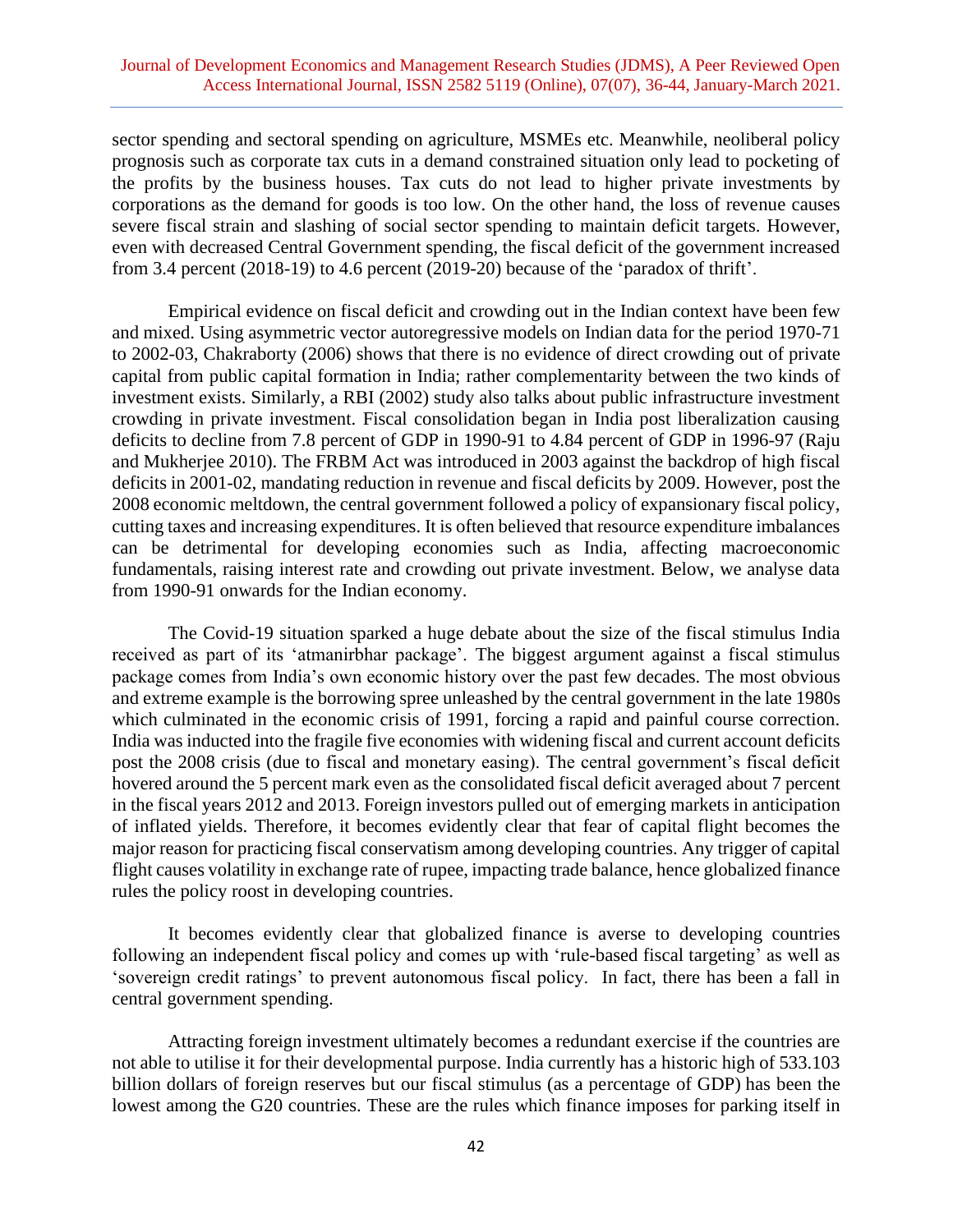sector spending and sectoral spending on agriculture, MSMEs etc. Meanwhile, neoliberal policy prognosis such as corporate tax cuts in a demand constrained situation only lead to pocketing of the profits by the business houses. Tax cuts do not lead to higher private investments by corporations as the demand for goods is too low. On the other hand, the loss of revenue causes severe fiscal strain and slashing of social sector spending to maintain deficit targets. However, even with decreased Central Government spending, the fiscal deficit of the government increased from 3.4 percent (2018-19) to 4.6 percent (2019-20) because of the 'paradox of thrift'.

Empirical evidence on fiscal deficit and crowding out in the Indian context have been few and mixed. Using asymmetric vector autoregressive models on Indian data for the period 1970-71 to 2002-03, Chakraborty (2006) shows that there is no evidence of direct crowding out of private capital from public capital formation in India; rather complementarity between the two kinds of investment exists. Similarly, a RBI (2002) study also talks about public infrastructure investment crowding in private investment. Fiscal consolidation began in India post liberalization causing deficits to decline from 7.8 percent of GDP in 1990-91 to 4.84 percent of GDP in 1996-97 (Raju and Mukherjee 2010). The FRBM Act was introduced in 2003 against the backdrop of high fiscal deficits in 2001-02, mandating reduction in revenue and fiscal deficits by 2009. However, post the 2008 economic meltdown, the central government followed a policy of expansionary fiscal policy, cutting taxes and increasing expenditures. It is often believed that resource expenditure imbalances can be detrimental for developing economies such as India, affecting macroeconomic fundamentals, raising interest rate and crowding out private investment. Below, we analyse data from 1990-91 onwards for the Indian economy.

The Covid-19 situation sparked a huge debate about the size of the fiscal stimulus India received as part of its 'atmanirbhar package'. The biggest argument against a fiscal stimulus package comes from India's own economic history over the past few decades. The most obvious and extreme example is the borrowing spree unleashed by the central government in the late 1980s which culminated in the economic crisis of 1991, forcing a rapid and painful course correction. India was inducted into the fragile five economies with widening fiscal and current account deficits post the 2008 crisis (due to fiscal and monetary easing). The central government's fiscal deficit hovered around the 5 percent mark even as the consolidated fiscal deficit averaged about 7 percent in the fiscal years 2012 and 2013. Foreign investors pulled out of emerging markets in anticipation of inflated yields. Therefore, it becomes evidently clear that fear of capital flight becomes the major reason for practicing fiscal conservatism among developing countries. Any trigger of capital flight causes volatility in exchange rate of rupee, impacting trade balance, hence globalized finance rules the policy roost in developing countries.

It becomes evidently clear that globalized finance is averse to developing countries following an independent fiscal policy and comes up with 'rule-based fiscal targeting' as well as 'sovereign credit ratings' to prevent autonomous fiscal policy. In fact, there has been a fall in central government spending.

Attracting foreign investment ultimately becomes a redundant exercise if the countries are not able to utilise it for their developmental purpose. India currently has a historic high of 533.103 billion dollars of foreign reserves but our fiscal stimulus (as a percentage of GDP) has been the lowest among the G20 countries. These are the rules which finance imposes for parking itself in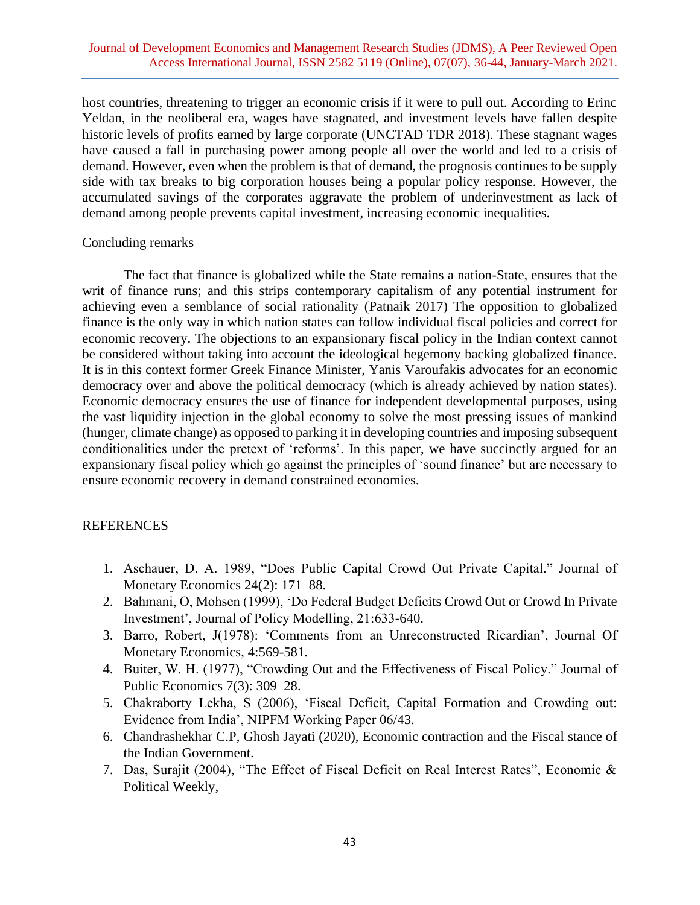host countries, threatening to trigger an economic crisis if it were to pull out. According to Erinc Yeldan, in the neoliberal era, wages have stagnated, and investment levels have fallen despite historic levels of profits earned by large corporate (UNCTAD TDR 2018). These stagnant wages have caused a fall in purchasing power among people all over the world and led to a crisis of demand. However, even when the problem is that of demand, the prognosis continues to be supply side with tax breaks to big corporation houses being a popular policy response. However, the accumulated savings of the corporates aggravate the problem of underinvestment as lack of demand among people prevents capital investment, increasing economic inequalities.

## Concluding remarks

The fact that finance is globalized while the State remains a nation-State, ensures that the writ of finance runs; and this strips contemporary capitalism of any potential instrument for achieving even a semblance of social rationality (Patnaik 2017) The opposition to globalized finance is the only way in which nation states can follow individual fiscal policies and correct for economic recovery. The objections to an expansionary fiscal policy in the Indian context cannot be considered without taking into account the ideological hegemony backing globalized finance. It is in this context former Greek Finance Minister, Yanis Varoufakis advocates for an economic democracy over and above the political democracy (which is already achieved by nation states). Economic democracy ensures the use of finance for independent developmental purposes, using the vast liquidity injection in the global economy to solve the most pressing issues of mankind (hunger, climate change) as opposed to parking it in developing countries and imposing subsequent conditionalities under the pretext of 'reforms'. In this paper, we have succinctly argued for an expansionary fiscal policy which go against the principles of 'sound finance' but are necessary to ensure economic recovery in demand constrained economies.

## REFERENCES

1. Aschauer, D. A. 1989, "Does Public Capital Crowd Out Private Capital." Journal of Monetary Economics 24(2): 171–88.
2. Bahmani, O, Mohsen (1999), 'Do Federal Budget Deficits Crowd Out or Crowd In Private Investment', Journal of Policy Modelling, 21:633-640.
3. Barro, Robert, J(1978): 'Comments from an Unreconstructed Ricardian', Journal Of Monetary Economics, 4:569-581.
4. Buiter, W. H. (1977), "Crowding Out and the Effectiveness of Fiscal Policy." Journal of Public Economics 7(3): 309–28.
5. Chakraborty Lekha, S (2006), 'Fiscal Deficit, Capital Formation and Crowding out: Evidence from India', NIPFM Working Paper 06/43.
6. Chandrashekhar C.P, Ghosh Jayati (2020), Economic contraction and the Fiscal stance of the Indian Government.
7. Das, Surajit (2004), "The Effect of Fiscal Deficit on Real Interest Rates", Economic & Political Weekly,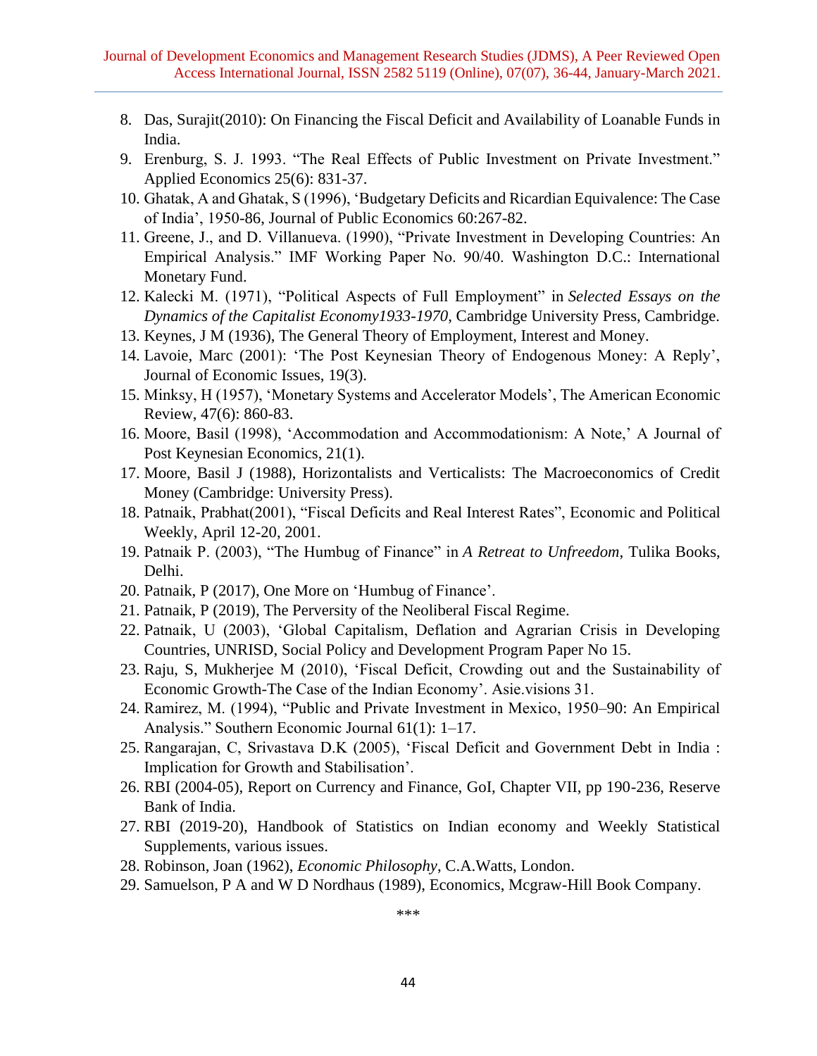8. Das, Surajit(2010): On Financing the Fiscal Deficit and Availability of Loanable Funds in India.
9. Erenburg, S. J. 1993. "The Real Effects of Public Investment on Private Investment." Applied Economics 25(6): 831-37.
10. Ghatak, A and Ghatak, S (1996), 'Budgetary Deficits and Ricardian Equivalence: The Case of India', 1950-86, Journal of Public Economics 60:267-82.
11. Greene, J., and D. Villanueva. (1990), "Private Investment in Developing Countries: An Empirical Analysis." IMF Working Paper No. 90/40. Washington D.C.: International Monetary Fund.
12. Kalecki M. (1971), "Political Aspects of Full Employment" in *Selected Essays on the Dynamics of the Capitalist Economy1933-1970*, Cambridge University Press, Cambridge.
13. Keynes, J M (1936), The General Theory of Employment, Interest and Money.
14. Lavoie, Marc (2001): 'The Post Keynesian Theory of Endogenous Money: A Reply', Journal of Economic Issues, 19(3).
15. Minksy, H (1957), 'Monetary Systems and Accelerator Models', The American Economic Review, 47(6): 860-83.
16. Moore, Basil (1998), 'Accommodation and Accommodationism: A Note,' A Journal of Post Keynesian Economics, 21(1).
17. Moore, Basil J (1988), Horizontalists and Verticalists: The Macroeconomics of Credit Money (Cambridge: University Press).
18. Patnaik, Prabhat(2001), "Fiscal Deficits and Real Interest Rates", Economic and Political Weekly, April 12-20, 2001.
19. Patnaik P. (2003), "The Humbug of Finance" in *A Retreat to Unfreedom*, Tulika Books, Delhi.
20. Patnaik, P (2017), One More on 'Humbug of Finance'.
21. Patnaik, P (2019), The Perversity of the Neoliberal Fiscal Regime.
22. Patnaik, U (2003), 'Global Capitalism, Deflation and Agrarian Crisis in Developing Countries, UNRISD, Social Policy and Development Program Paper No 15.
23. Raju, S, Mukherjee M (2010), 'Fiscal Deficit, Crowding out and the Sustainability of Economic Growth-The Case of the Indian Economy'. Asie.visions 31.
24. Ramirez, M. (1994), "Public and Private Investment in Mexico, 1950–90: An Empirical Analysis." Southern Economic Journal 61(1): 1–17.
25. Rangarajan, C, Srivastava D.K (2005), 'Fiscal Deficit and Government Debt in India : Implication for Growth and Stabilisation'.
26. RBI (2004-05), Report on Currency and Finance, GoI, Chapter VII, pp 190-236, Reserve Bank of India.
27. RBI (2019-20), Handbook of Statistics on Indian economy and Weekly Statistical Supplements, various issues.
28. Robinson, Joan (1962), *Economic Philosophy*, C.A.Watts, London.
29. Samuelson, P A and W D Nordhaus (1989), Economics, Mcgraw-Hill Book Company.

***